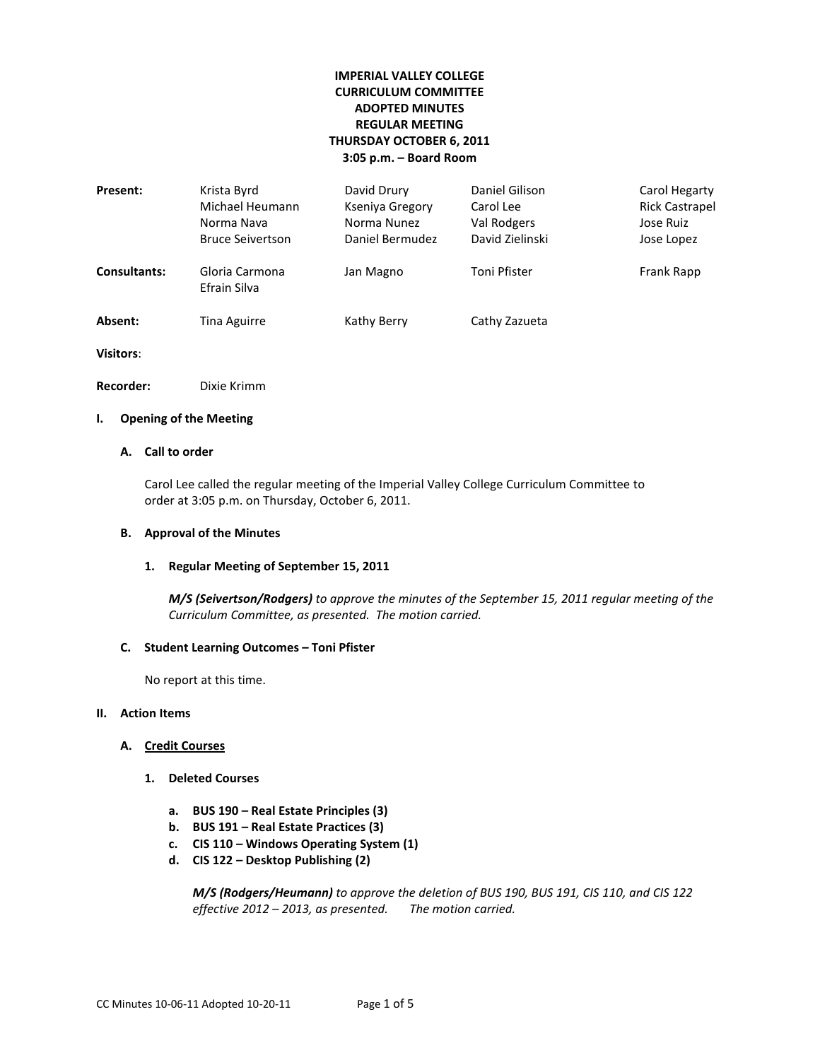**IMPERIAL VALLEY COLLEGE**
**CURRICULUM COMMITTEE**
**ADOPTED MINUTES**
**REGULAR MEETING**
**THURSDAY OCTOBER 6, 2011**
**3:05 p.m. – Board Room**

| | | | | |
|---|---|---|---|---|
| **Present:** | Krista Byrd | David Drury | Daniel Gilison | Carol Hegarty |
| | Michael Heumann | Kseniya Gregory | Carol Lee | Rick Castrapel |
| | Norma Nava | Norma Nunez | Val Rodgers | Jose Ruiz |
| | Bruce Seivertson | Daniel Bermudez | David Zielinski | Jose Lopez |
| **Consultants:** | Gloria Carmona | Jan Magno | Toni Pfister | Frank Rapp |
| | Efrain Silva | | | |
| **Absent:** | Tina Aguirre | Kathy Berry | Cathy Zazueta | |

**Visitors**:

**Recorder:** Dixie Krimm

**I. Opening of the Meeting**

**A. Call to order**

Carol Lee called the regular meeting of the Imperial Valley College Curriculum Committee to order at 3:05 p.m. on Thursday, October 6, 2011.

**B. Approval of the Minutes**

**1. Regular Meeting of September 15, 2011**

***M/S (Seivertson/Rodgers)*** *to approve the minutes of the September 15, 2011 regular meeting of the Curriculum Committee, as presented. The motion carried.*

**C. Student Learning Outcomes – Toni Pfister**

No report at this time.

**II. Action Items**

**A. Credit Courses**

**1. Deleted Courses**

**a. BUS 190 – Real Estate Principles (3)**
**b. BUS 191 – Real Estate Practices (3)**
**c. CIS 110 – Windows Operating System (1)**
**d. CIS 122 – Desktop Publishing (2)**

***M/S (Rodgers/Heumann)*** *to approve the deletion of BUS 190, BUS 191, CIS 110, and CIS 122 effective 2012 – 2013, as presented. The motion carried.*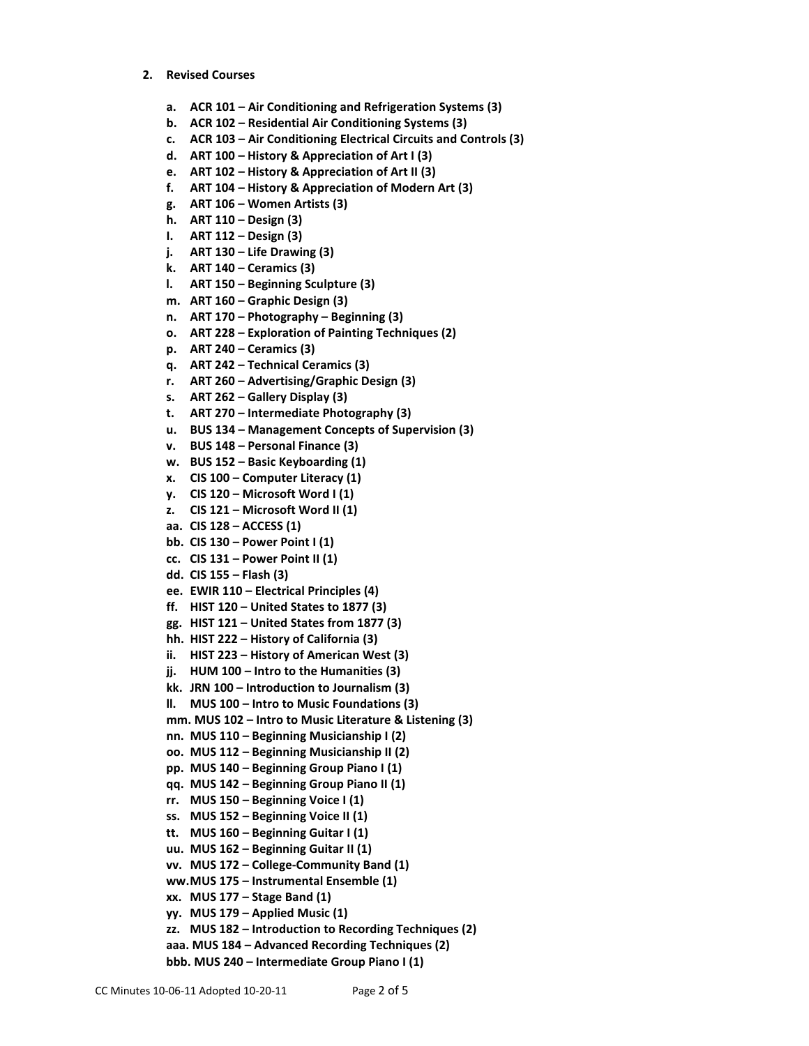2. **Revised Courses**

   a. **ACR 101 – Air Conditioning and Refrigeration Systems (3)**
   b. **ACR 102 – Residential Air Conditioning Systems (3)**
   c. **ACR 103 – Air Conditioning Electrical Circuits and Controls (3)**
   d. **ART 100 – History & Appreciation of Art I (3)**
   e. **ART 102 – History & Appreciation of Art II (3)**
   f. **ART 104 – History & Appreciation of Modern Art (3)**
   g. **ART 106 – Women Artists (3)**
   h. **ART 110 – Design (3)**
   I. **ART 112 – Design (3)**
   j. **ART 130 – Life Drawing (3)**
   k. **ART 140 – Ceramics (3)**
   l. **ART 150 – Beginning Sculpture (3)**
   m. **ART 160 – Graphic Design (3)**
   n. **ART 170 – Photography – Beginning (3)**
   o. **ART 228 – Exploration of Painting Techniques (2)**
   p. **ART 240 – Ceramics (3)**
   q. **ART 242 – Technical Ceramics (3)**
   r. **ART 260 – Advertising/Graphic Design (3)**
   s. **ART 262 – Gallery Display (3)**
   t. **ART 270 – Intermediate Photography (3)**
   u. **BUS 134 – Management Concepts of Supervision (3)**
   v. **BUS 148 – Personal Finance (3)**
   w. **BUS 152 – Basic Keyboarding (1)**
   x. **CIS 100 – Computer Literacy (1)**
   y. **CIS 120 – Microsoft Word I (1)**
   z. **CIS 121 – Microsoft Word II (1)**
   aa. **CIS 128 – ACCESS (1)**
   bb. **CIS 130 – Power Point I (1)**
   cc. **CIS 131 – Power Point II (1)**
   dd. **CIS 155 – Flash (3)**
   ee. **EWIR 110 – Electrical Principles (4)**
   ff. **HIST 120 – United States to 1877 (3)**
   gg. **HIST 121 – United States from 1877 (3)**
   hh. **HIST 222 – History of California (3)**
   ii. **HIST 223 – History of American West (3)**
   jj. **HUM 100 – Intro to the Humanities (3)**
   kk. **JRN 100 – Introduction to Journalism (3)**
   ll. **MUS 100 – Intro to Music Foundations (3)**
   mm. **MUS 102 – Intro to Music Literature & Listening (3)**
   nn. **MUS 110 – Beginning Musicianship I (2)**
   oo. **MUS 112 – Beginning Musicianship II (2)**
   pp. **MUS 140 – Beginning Group Piano I (1)**
   qq. **MUS 142 – Beginning Group Piano II (1)**
   rr. **MUS 150 – Beginning Voice I (1)**
   ss. **MUS 152 – Beginning Voice II (1)**
   tt. **MUS 160 – Beginning Guitar I (1)**
   uu. **MUS 162 – Beginning Guitar II (1)**
   vv. **MUS 172 – College-Community Band (1)**
   ww. **MUS 175 – Instrumental Ensemble (1)**
   xx. **MUS 177 – Stage Band (1)**
   yy. **MUS 179 – Applied Music (1)**
   zz. **MUS 182 – Introduction to Recording Techniques (2)**
   aaa. **MUS 184 – Advanced Recording Techniques (2)**
   bbb. **MUS 240 – Intermediate Group Piano I (1)**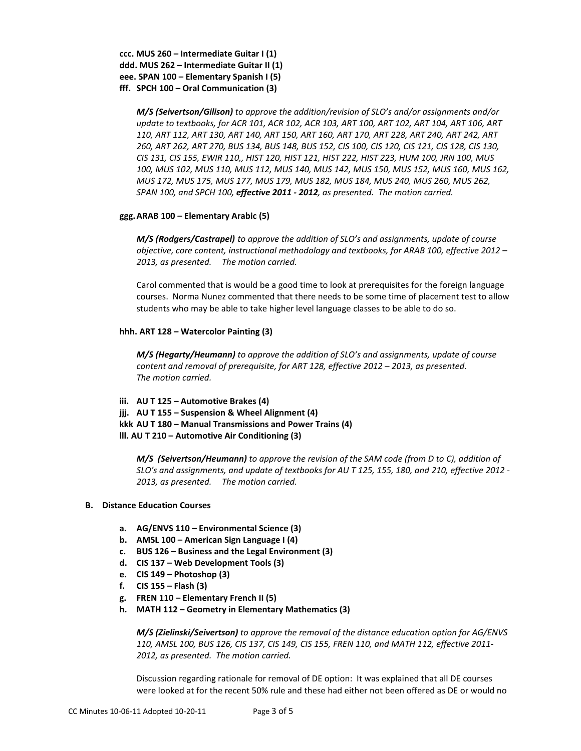**ccc. MUS 260 – Intermediate Guitar I (1)**
**ddd. MUS 262 – Intermediate Guitar II (1)**
**eee. SPAN 100 – Elementary Spanish I (5)**
**fff. SPCH 100 – Oral Communication (3)**

> ***M/S (Seivertson/Gilison)*** *to approve the addition/revision of SLO's and/or assignments and/or update to textbooks, for ACR 101, ACR 102, ACR 103, ART 100, ART 102, ART 104, ART 106, ART 110, ART 112, ART 130, ART 140, ART 150, ART 160, ART 170, ART 228, ART 240, ART 242, ART 260, ART 262, ART 270, BUS 134, BUS 148, BUS 152, CIS 100, CIS 120, CIS 121, CIS 128, CIS 130, CIS 131, CIS 155, EWIR 110,, HIST 120, HIST 121, HIST 222, HIST 223, HUM 100, JRN 100, MUS 100, MUS 102, MUS 110, MUS 112, MUS 140, MUS 142, MUS 150, MUS 152, MUS 160, MUS 162, MUS 172, MUS 175, MUS 177, MUS 179, MUS 182, MUS 184, MUS 240, MUS 260, MUS 262, SPAN 100, and SPCH 100,* ***effective 2011 - 2012****, as presented. The motion carried.*

**ggg. ARAB 100 – Elementary Arabic (5)**

> ***M/S (Rodgers/Castrapel)*** *to approve the addition of SLO's and assignments, update of course objective, core content, instructional methodology and textbooks, for ARAB 100, effective 2012 – 2013, as presented. The motion carried.*
>
> Carol commented that is would be a good time to look at prerequisites for the foreign language courses. Norma Nunez commented that there needs to be some time of placement test to allow students who may be able to take higher level language classes to be able to do so.

**hhh. ART 128 – Watercolor Painting (3)**

> ***M/S (Hegarty/Heumann)*** *to approve the addition of SLO's and assignments, update of course content and removal of prerequisite, for ART 128, effective 2012 – 2013, as presented. The motion carried.*

**iii. AU T 125 – Automotive Brakes (4)**
**jjj. AU T 155 – Suspension & Wheel Alignment (4)**
**kkk AU T 180 – Manual Transmissions and Power Trains (4)**
**lll. AU T 210 – Automotive Air Conditioning (3)**

> ***M/S (Seivertson/Heumann)*** *to approve the revision of the SAM code (from D to C), addition of SLO's and assignments, and update of textbooks for AU T 125, 155, 180, and 210, effective 2012 - 2013, as presented. The motion carried.*

**B. Distance Education Courses**

a. **AG/ENVS 110 – Environmental Science (3)**
b. **AMSL 100 – American Sign Language I (4)**
c. **BUS 126 – Business and the Legal Environment (3)**
d. **CIS 137 – Web Development Tools (3)**
e. **CIS 149 – Photoshop (3)**
f. **CIS 155 – Flash (3)**
g. **FREN 110 – Elementary French II (5)**
h. **MATH 112 – Geometry in Elementary Mathematics (3)**

> ***M/S (Zielinski/Seivertson)*** *to approve the removal of the distance education option for AG/ENVS 110, AMSL 100, BUS 126, CIS 137, CIS 149, CIS 155, FREN 110, and MATH 112, effective 2011-2012, as presented. The motion carried.*
>
> Discussion regarding rationale for removal of DE option: It was explained that all DE courses were looked at for the recent 50% rule and these had either not been offered as DE or would no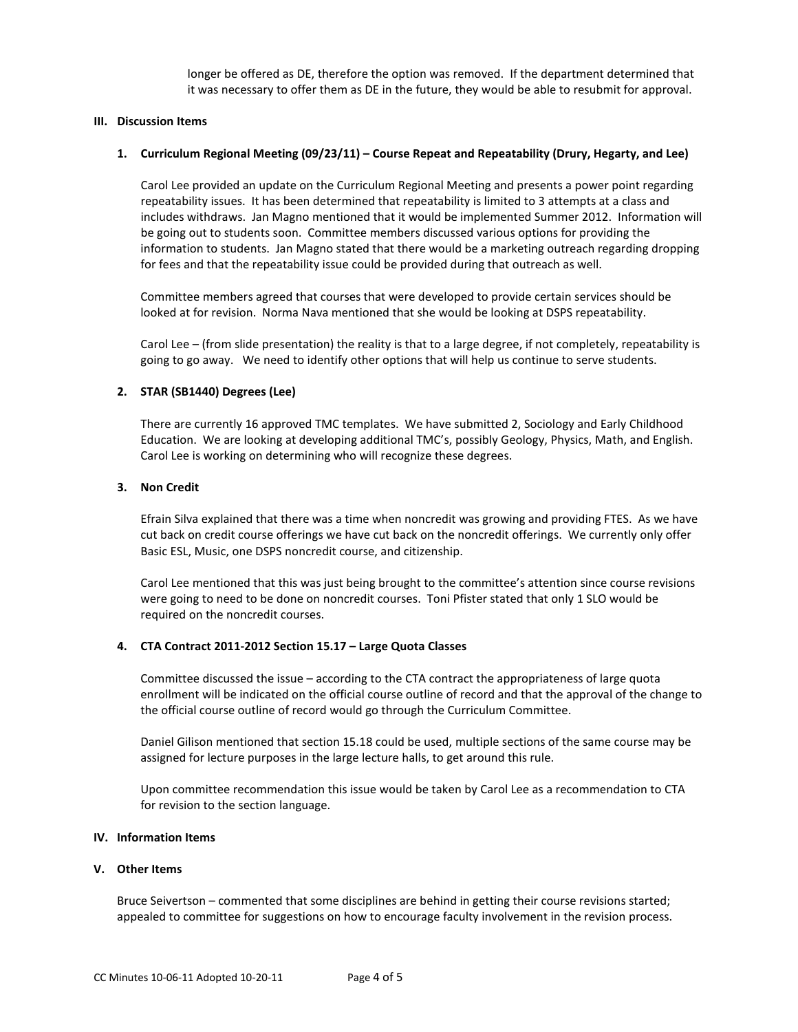longer be offered as DE, therefore the option was removed. If the department determined that it was necessary to offer them as DE in the future, they would be able to resubmit for approval.

## III. Discussion Items

### 1. Curriculum Regional Meeting (09/23/11) – Course Repeat and Repeatability (Drury, Hegarty, and Lee)

Carol Lee provided an update on the Curriculum Regional Meeting and presents a power point regarding repeatability issues. It has been determined that repeatability is limited to 3 attempts at a class and includes withdraws. Jan Magno mentioned that it would be implemented Summer 2012. Information will be going out to students soon. Committee members discussed various options for providing the information to students. Jan Magno stated that there would be a marketing outreach regarding dropping for fees and that the repeatability issue could be provided during that outreach as well.

Committee members agreed that courses that were developed to provide certain services should be looked at for revision. Norma Nava mentioned that she would be looking at DSPS repeatability.

Carol Lee – (from slide presentation) the reality is that to a large degree, if not completely, repeatability is going to go away. We need to identify other options that will help us continue to serve students.

### 2. STAR (SB1440) Degrees (Lee)

There are currently 16 approved TMC templates. We have submitted 2, Sociology and Early Childhood Education. We are looking at developing additional TMC's, possibly Geology, Physics, Math, and English. Carol Lee is working on determining who will recognize these degrees.

### 3. Non Credit

Efrain Silva explained that there was a time when noncredit was growing and providing FTES. As we have cut back on credit course offerings we have cut back on the noncredit offerings. We currently only offer Basic ESL, Music, one DSPS noncredit course, and citizenship.

Carol Lee mentioned that this was just being brought to the committee's attention since course revisions were going to need to be done on noncredit courses. Toni Pfister stated that only 1 SLO would be required on the noncredit courses.

### 4. CTA Contract 2011-2012 Section 15.17 – Large Quota Classes

Committee discussed the issue – according to the CTA contract the appropriateness of large quota enrollment will be indicated on the official course outline of record and that the approval of the change to the official course outline of record would go through the Curriculum Committee.

Daniel Gilison mentioned that section 15.18 could be used, multiple sections of the same course may be assigned for lecture purposes in the large lecture halls, to get around this rule.

Upon committee recommendation this issue would be taken by Carol Lee as a recommendation to CTA for revision to the section language.

## IV. Information Items

## V. Other Items

Bruce Seivertson – commented that some disciplines are behind in getting their course revisions started; appealed to committee for suggestions on how to encourage faculty involvement in the revision process.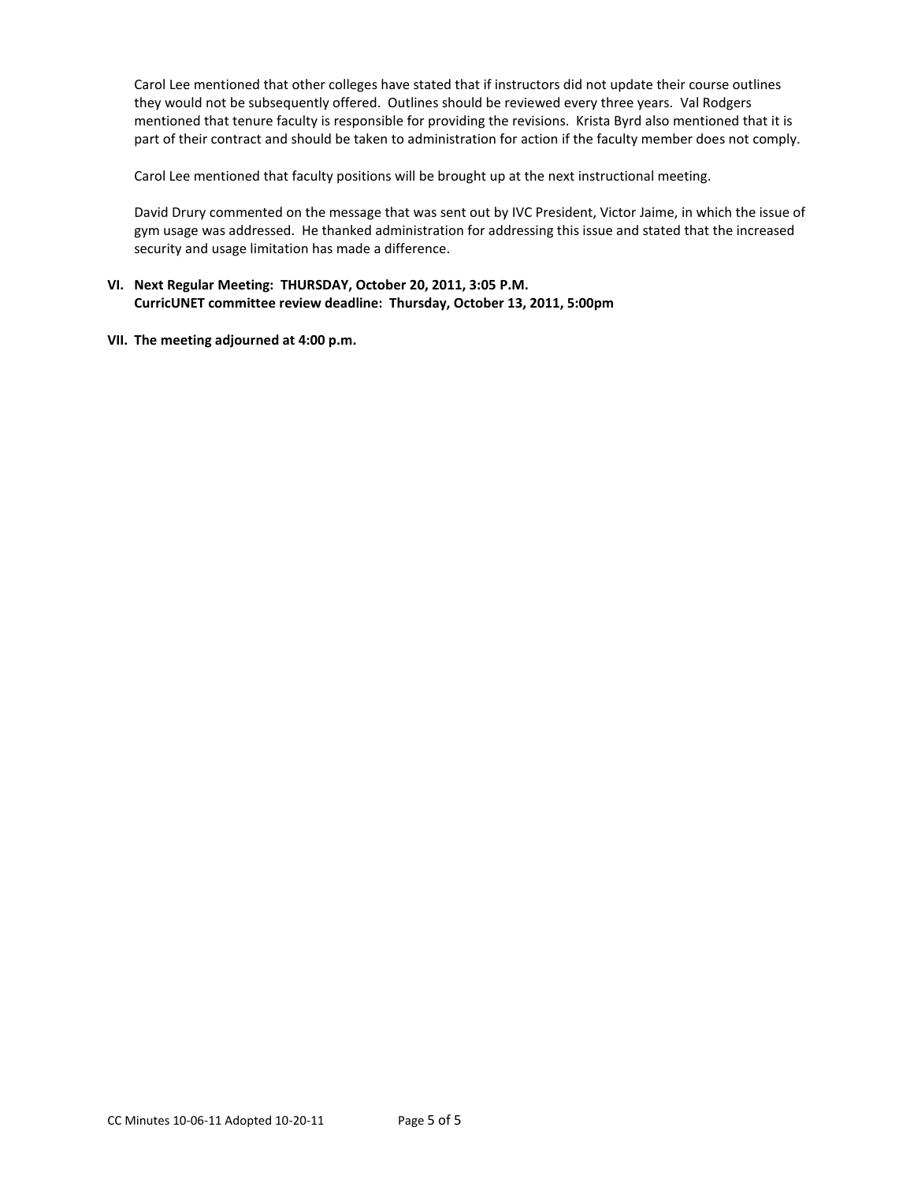Carol Lee mentioned that other colleges have stated that if instructors did not update their course outlines they would not be subsequently offered. Outlines should be reviewed every three years. Val Rodgers mentioned that tenure faculty is responsible for providing the revisions. Krista Byrd also mentioned that it is part of their contract and should be taken to administration for action if the faculty member does not comply.

Carol Lee mentioned that faculty positions will be brought up at the next instructional meeting.

David Drury commented on the message that was sent out by IVC President, Victor Jaime, in which the issue of gym usage was addressed. He thanked administration for addressing this issue and stated that the increased security and usage limitation has made a difference.

**VI. Next Regular Meeting: THURSDAY, October 20, 2011, 3:05 P.M.**
**CurricUNET committee review deadline: Thursday, October 13, 2011, 5:00pm**

**VII. The meeting adjourned at 4:00 p.m.**